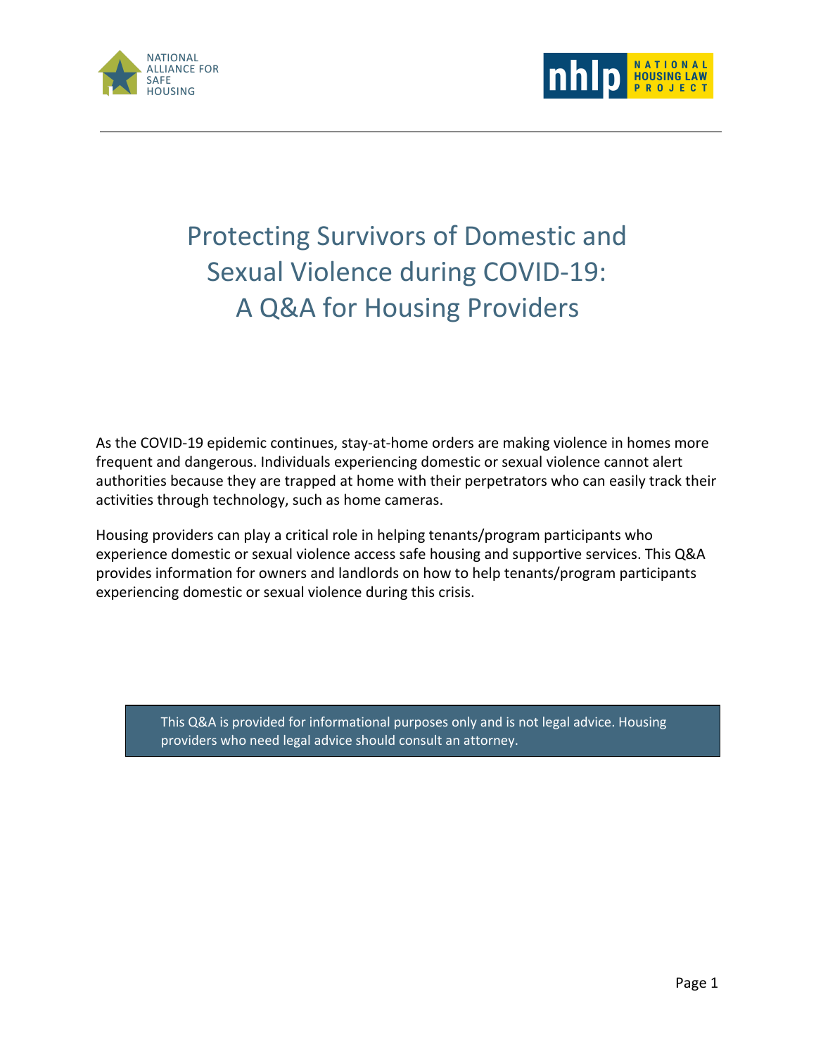NATIONAL ALLIANCE FOR SAFE HOUSING

nhlp NATIONAL HOUSING LAW PROJECT

# Protecting Survivors of Domestic and Sexual Violence during COVID-19: A Q&A for Housing Providers

As the COVID-19 epidemic continues, stay-at-home orders are making violence in homes more frequent and dangerous. Individuals experiencing domestic or sexual violence cannot alert authorities because they are trapped at home with their perpetrators who can easily track their activities through technology, such as home cameras.

Housing providers can play a critical role in helping tenants/program participants who experience domestic or sexual violence access safe housing and supportive services. This Q&A provides information for owners and landlords on how to help tenants/program participants experiencing domestic or sexual violence during this crisis.

> This Q&A is provided for informational purposes only and is not legal advice. Housing providers who need legal advice should consult an attorney.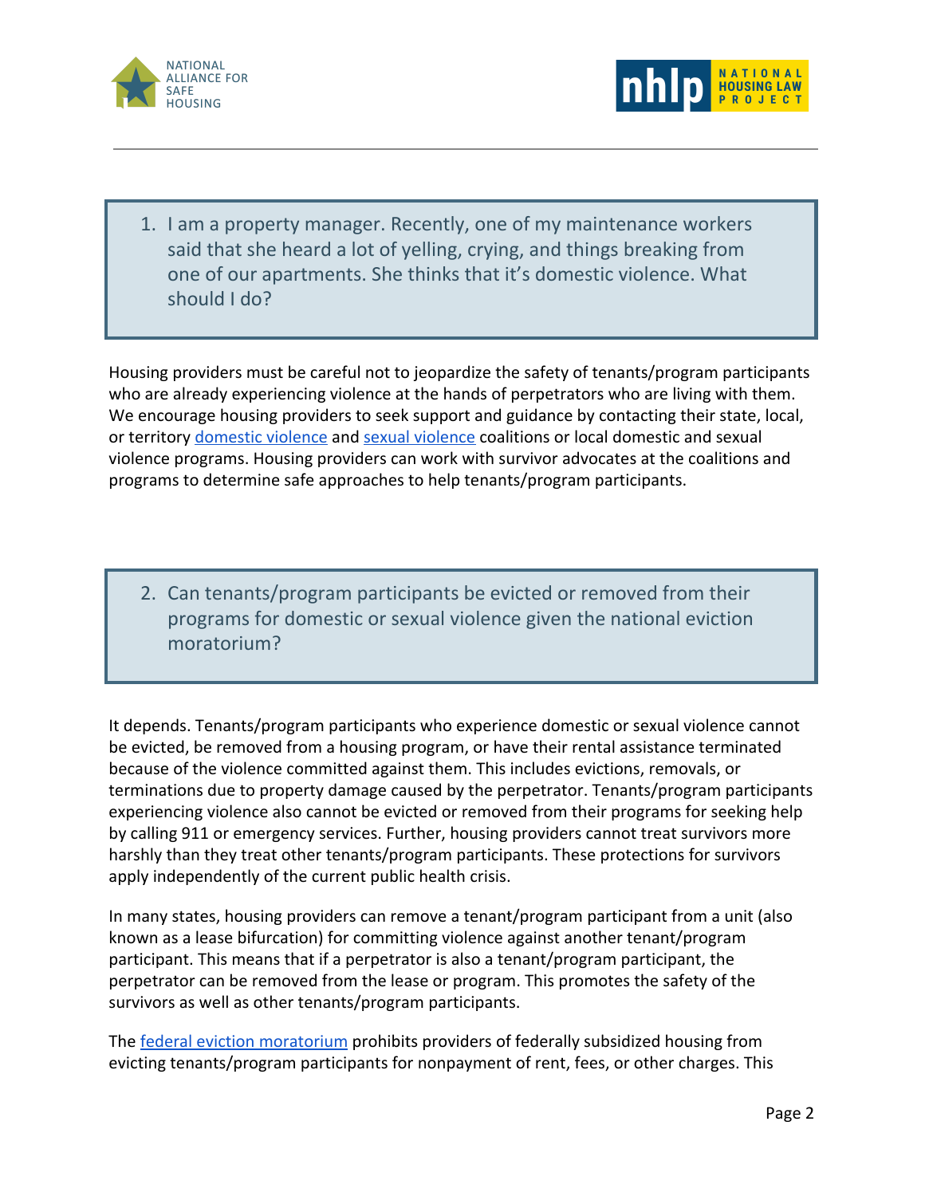1. I am a property manager. Recently, one of my maintenance workers said that she heard a lot of yelling, crying, and things breaking from one of our apartments. She thinks that it's domestic violence. What should I do?

Housing providers must be careful not to jeopardize the safety of tenants/program participants who are already experiencing violence at the hands of perpetrators who are living with them. We encourage housing providers to seek support and guidance by contacting their state, local, or territory domestic violence and sexual violence coalitions or local domestic and sexual violence programs. Housing providers can work with survivor advocates at the coalitions and programs to determine safe approaches to help tenants/program participants.

2. Can tenants/program participants be evicted or removed from their programs for domestic or sexual violence given the national eviction moratorium?

It depends. Tenants/program participants who experience domestic or sexual violence cannot be evicted, be removed from a housing program, or have their rental assistance terminated because of the violence committed against them. This includes evictions, removals, or terminations due to property damage caused by the perpetrator. Tenants/program participants experiencing violence also cannot be evicted or removed from their programs for seeking help by calling 911 or emergency services. Further, housing providers cannot treat survivors more harshly than they treat other tenants/program participants. These protections for survivors apply independently of the current public health crisis.

In many states, housing providers can remove a tenant/program participant from a unit (also known as a lease bifurcation) for committing violence against another tenant/program participant. This means that if a perpetrator is also a tenant/program participant, the perpetrator can be removed from the lease or program. This promotes the safety of the survivors as well as other tenants/program participants.

The federal eviction moratorium prohibits providers of federally subsidized housing from evicting tenants/program participants for nonpayment of rent, fees, or other charges. This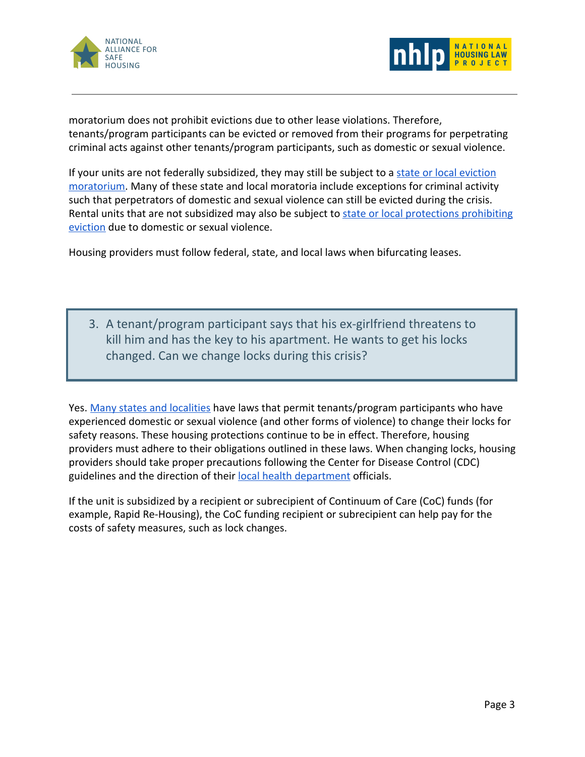moratorium does not prohibit evictions due to other lease violations. Therefore, tenants/program participants can be evicted or removed from their programs for perpetrating criminal acts against other tenants/program participants, such as domestic or sexual violence.

If your units are not federally subsidized, they may still be subject to a state or local eviction moratorium. Many of these state and local moratoria include exceptions for criminal activity such that perpetrators of domestic and sexual violence can still be evicted during the crisis. Rental units that are not subsidized may also be subject to state or local protections prohibiting eviction due to domestic or sexual violence.

Housing providers must follow federal, state, and local laws when bifurcating leases.

### 3. A tenant/program participant says that his ex-girlfriend threatens to kill him and has the key to his apartment. He wants to get his locks changed. Can we change locks during this crisis?

Yes. Many states and localities have laws that permit tenants/program participants who have experienced domestic or sexual violence (and other forms of violence) to change their locks for safety reasons. These housing protections continue to be in effect. Therefore, housing providers must adhere to their obligations outlined in these laws. When changing locks, housing providers should take proper precautions following the Center for Disease Control (CDC) guidelines and the direction of their local health department officials.

If the unit is subsidized by a recipient or subrecipient of Continuum of Care (CoC) funds (for example, Rapid Re-Housing), the CoC funding recipient or subrecipient can help pay for the costs of safety measures, such as lock changes.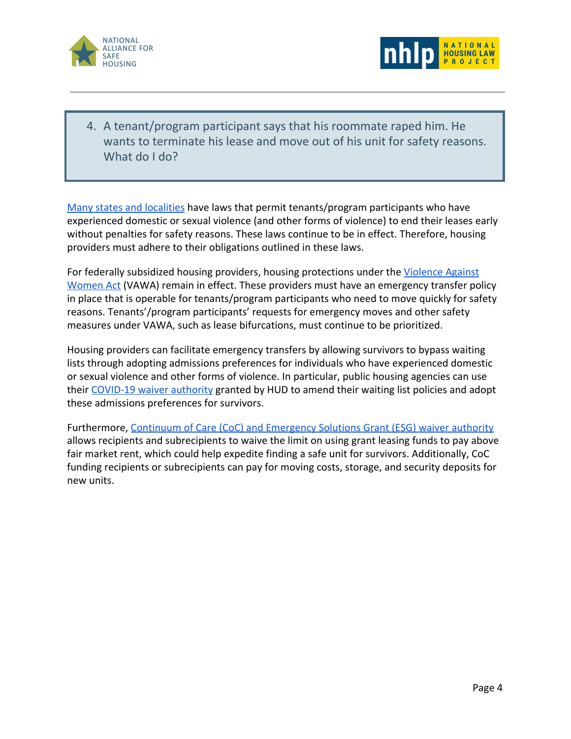4. A tenant/program participant says that his roommate raped him. He wants to terminate his lease and move out of his unit for safety reasons. What do I do?

[Many states and localities] have laws that permit tenants/program participants who have experienced domestic or sexual violence (and other forms of violence) to end their leases early without penalties for safety reasons. These laws continue to be in effect. Therefore, housing providers must adhere to their obligations outlined in these laws.

For federally subsidized housing providers, housing protections under the [Violence Against Women Act] (VAWA) remain in effect. These providers must have an emergency transfer policy in place that is operable for tenants/program participants who need to move quickly for safety reasons. Tenants'/program participants' requests for emergency moves and other safety measures under VAWA, such as lease bifurcations, must continue to be prioritized.

Housing providers can facilitate emergency transfers by allowing survivors to bypass waiting lists through adopting admissions preferences for individuals who have experienced domestic or sexual violence and other forms of violence. In particular, public housing agencies can use their [COVID-19 waiver authority] granted by HUD to amend their waiting list policies and adopt these admissions preferences for survivors.

Furthermore, [Continuum of Care (CoC) and Emergency Solutions Grant (ESG) waiver authority] allows recipients and subrecipients to waive the limit on using grant leasing funds to pay above fair market rent, which could help expedite finding a safe unit for survivors. Additionally, CoC funding recipients or subrecipients can pay for moving costs, storage, and security deposits for new units.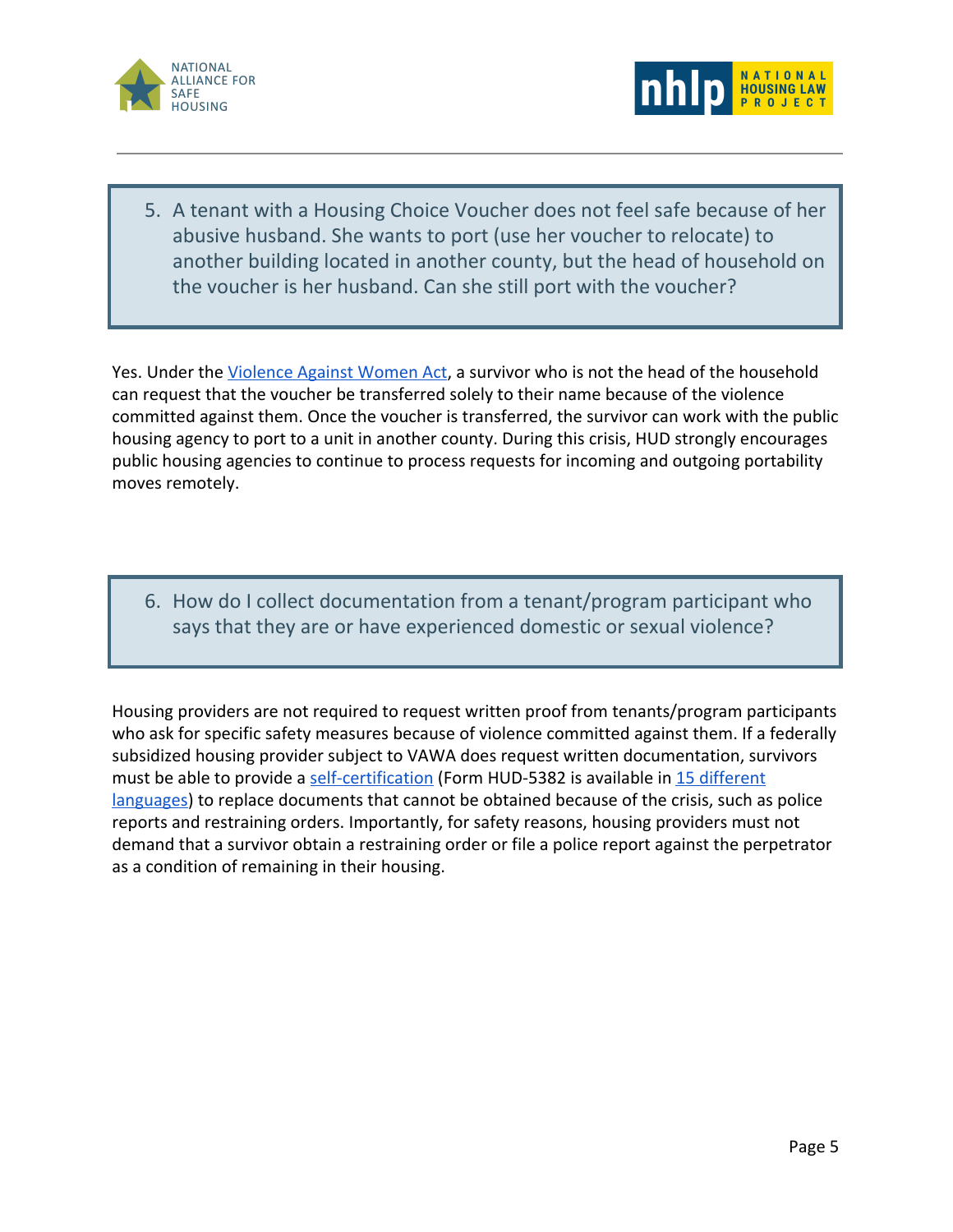5. A tenant with a Housing Choice Voucher does not feel safe because of her abusive husband. She wants to port (use her voucher to relocate) to another building located in another county, but the head of household on the voucher is her husband. Can she still port with the voucher?

Yes. Under the Violence Against Women Act, a survivor who is not the head of the household can request that the voucher be transferred solely to their name because of the violence committed against them. Once the voucher is transferred, the survivor can work with the public housing agency to port to a unit in another county. During this crisis, HUD strongly encourages public housing agencies to continue to process requests for incoming and outgoing portability moves remotely.

6. How do I collect documentation from a tenant/program participant who says that they are or have experienced domestic or sexual violence?

Housing providers are not required to request written proof from tenants/program participants who ask for specific safety measures because of violence committed against them. If a federally subsidized housing provider subject to VAWA does request written documentation, survivors must be able to provide a self-certification (Form HUD-5382 is available in 15 different languages) to replace documents that cannot be obtained because of the crisis, such as police reports and restraining orders. Importantly, for safety reasons, housing providers must not demand that a survivor obtain a restraining order or file a police report against the perpetrator as a condition of remaining in their housing.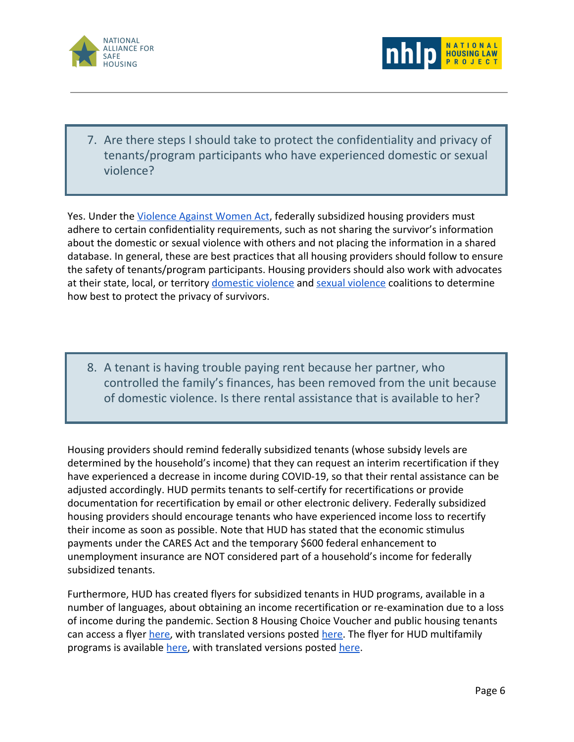### 7. Are there steps I should take to protect the confidentiality and privacy of tenants/program participants who have experienced domestic or sexual violence?

Yes. Under the Violence Against Women Act, federally subsidized housing providers must adhere to certain confidentiality requirements, such as not sharing the survivor's information about the domestic or sexual violence with others and not placing the information in a shared database. In general, these are best practices that all housing providers should follow to ensure the safety of tenants/program participants. Housing providers should also work with advocates at their state, local, or territory domestic violence and sexual violence coalitions to determine how best to protect the privacy of survivors.

### 8. A tenant is having trouble paying rent because her partner, who controlled the family's finances, has been removed from the unit because of domestic violence. Is there rental assistance that is available to her?

Housing providers should remind federally subsidized tenants (whose subsidy levels are determined by the household's income) that they can request an interim recertification if they have experienced a decrease in income during COVID-19, so that their rental assistance can be adjusted accordingly. HUD permits tenants to self-certify for recertifications or provide documentation for recertification by email or other electronic delivery. Federally subsidized housing providers should encourage tenants who have experienced income loss to recertify their income as soon as possible. Note that HUD has stated that the economic stimulus payments under the CARES Act and the temporary $600 federal enhancement to unemployment insurance are NOT considered part of a household's income for federally subsidized tenants.

Furthermore, HUD has created flyers for subsidized tenants in HUD programs, available in a number of languages, about obtaining an income recertification or re-examination due to a loss of income during the pandemic. Section 8 Housing Choice Voucher and public housing tenants can access a flyer here, with translated versions posted here. The flyer for HUD multifamily programs is available here, with translated versions posted here.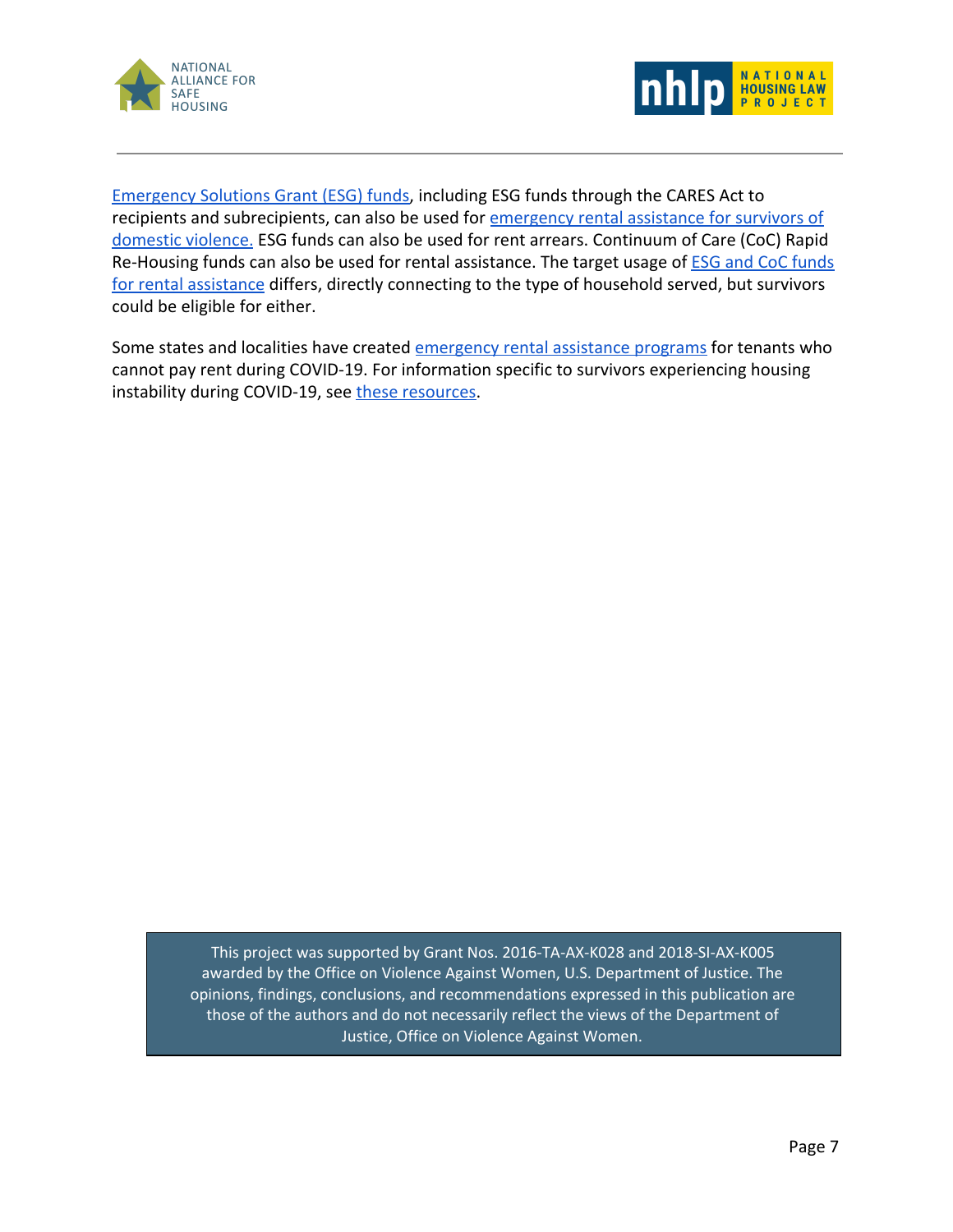Emergency Solutions Grant (ESG) funds, including ESG funds through the CARES Act to recipients and subrecipients, can also be used for emergency rental assistance for survivors of domestic violence. ESG funds can also be used for rent arrears. Continuum of Care (CoC) Rapid Re-Housing funds can also be used for rental assistance. The target usage of ESG and CoC funds for rental assistance differs, directly connecting to the type of household served, but survivors could be eligible for either.

Some states and localities have created emergency rental assistance programs for tenants who cannot pay rent during COVID-19. For information specific to survivors experiencing housing instability during COVID-19, see these resources.

This project was supported by Grant Nos. 2016-TA-AX-K028 and 2018-SI-AX-K005 awarded by the Office on Violence Against Women, U.S. Department of Justice. The opinions, findings, conclusions, and recommendations expressed in this publication are those of the authors and do not necessarily reflect the views of the Department of Justice, Office on Violence Against Women.